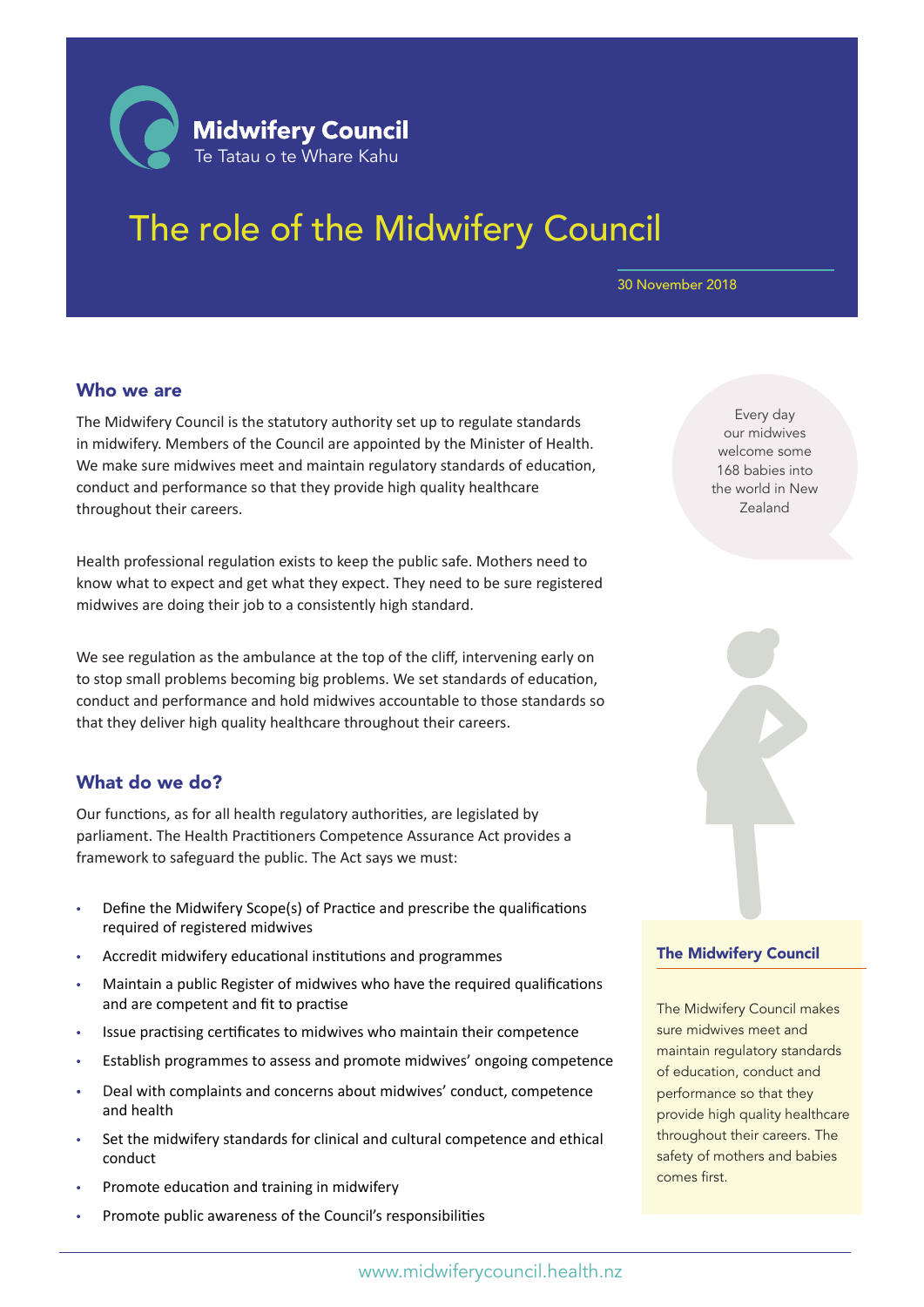**Midwifery Council**
Te Tatau o te Whare Kahu

# The role of the Midwifery Council

30 November 2018

## Who we are

The Midwifery Council is the statutory authority set up to regulate standards in midwifery. Members of the Council are appointed by the Minister of Health. We make sure midwives meet and maintain regulatory standards of education, conduct and performance so that they provide high quality healthcare throughout their careers.

Health professional regulation exists to keep the public safe. Mothers need to know what to expect and get what they expect. They need to be sure registered midwives are doing their job to a consistently high standard.

We see regulation as the ambulance at the top of the cliff, intervening early on to stop small problems becoming big problems. We set standards of education, conduct and performance and hold midwives accountable to those standards so that they deliver high quality healthcare throughout their careers.

Every day our midwives welcome some 168 babies into the world in New Zealand

## What do we do?

Our functions, as for all health regulatory authorities, are legislated by parliament. The Health Practitioners Competence Assurance Act provides a framework to safeguard the public. The Act says we must:

- Define the Midwifery Scope(s) of Practice and prescribe the qualifications required of registered midwives
- Accredit midwifery educational institutions and programmes
- Maintain a public Register of midwives who have the required qualifications and are competent and fit to practise
- Issue practising certificates to midwives who maintain their competence
- Establish programmes to assess and promote midwives' ongoing competence
- Deal with complaints and concerns about midwives' conduct, competence and health
- Set the midwifery standards for clinical and cultural competence and ethical conduct
- Promote education and training in midwifery
- Promote public awareness of the Council's responsibilities

### The Midwifery Council

The Midwifery Council makes sure midwives meet and maintain regulatory standards of education, conduct and performance so that they provide high quality healthcare throughout their careers. The safety of mothers and babies comes first.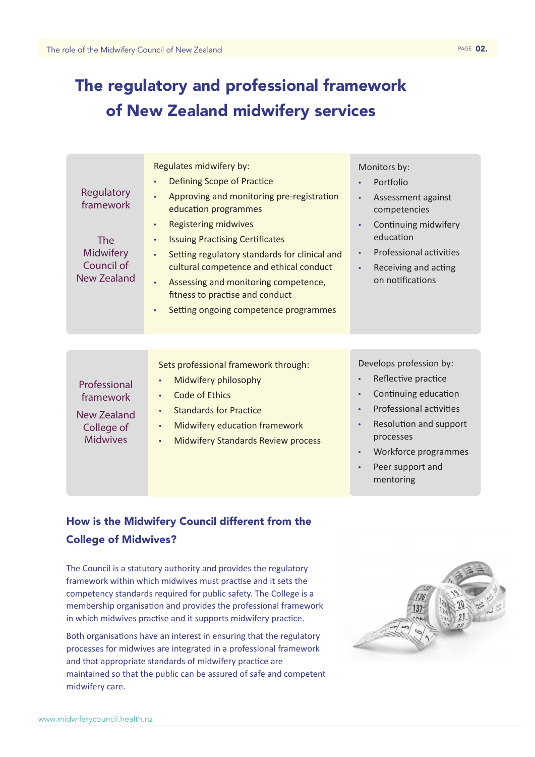# The regulatory and professional framework of New Zealand midwifery services

| | | |
|---|---|---|
| Regulatory framework<br><br>The Midwifery Council of New Zealand | Regulates midwifery by:<br>• Defining Scope of Practice<br>• Approving and monitoring pre-registration education programmes<br>• Registering midwives<br>• Issuing Practising Certificates<br>• Setting regulatory standards for clinical and cultural competence and ethical conduct<br>• Assessing and monitoring competence, fitness to practise and conduct<br>• Setting ongoing competence programmes | Monitors by:<br>• Portfolio<br>• Assessment against competencies<br>• Continuing midwifery education<br>• Professional activities<br>• Receiving and acting on notifications |
| Professional framework<br><br>New Zealand College of Midwives | Sets professional framework through:<br>• Midwifery philosophy<br>• Code of Ethics<br>• Standards for Practice<br>• Midwifery education framework<br>• Midwifery Standards Review process | Develops profession by:<br>• Reflective practice<br>• Continuing education<br>• Professional activities<br>• Resolution and support processes<br>• Workforce programmes<br>• Peer support and mentoring |

## How is the Midwifery Council different from the College of Midwives?

The Council is a statutory authority and provides the regulatory framework within which midwives must practise and it sets the competency standards required for public safety. The College is a membership organisation and provides the professional framework in which midwives practise and it supports midwifery practice.

Both organisations have an interest in ensuring that the regulatory processes for midwives are integrated in a professional framework and that appropriate standards of midwifery practice are maintained so that the public can be assured of safe and competent midwifery care.